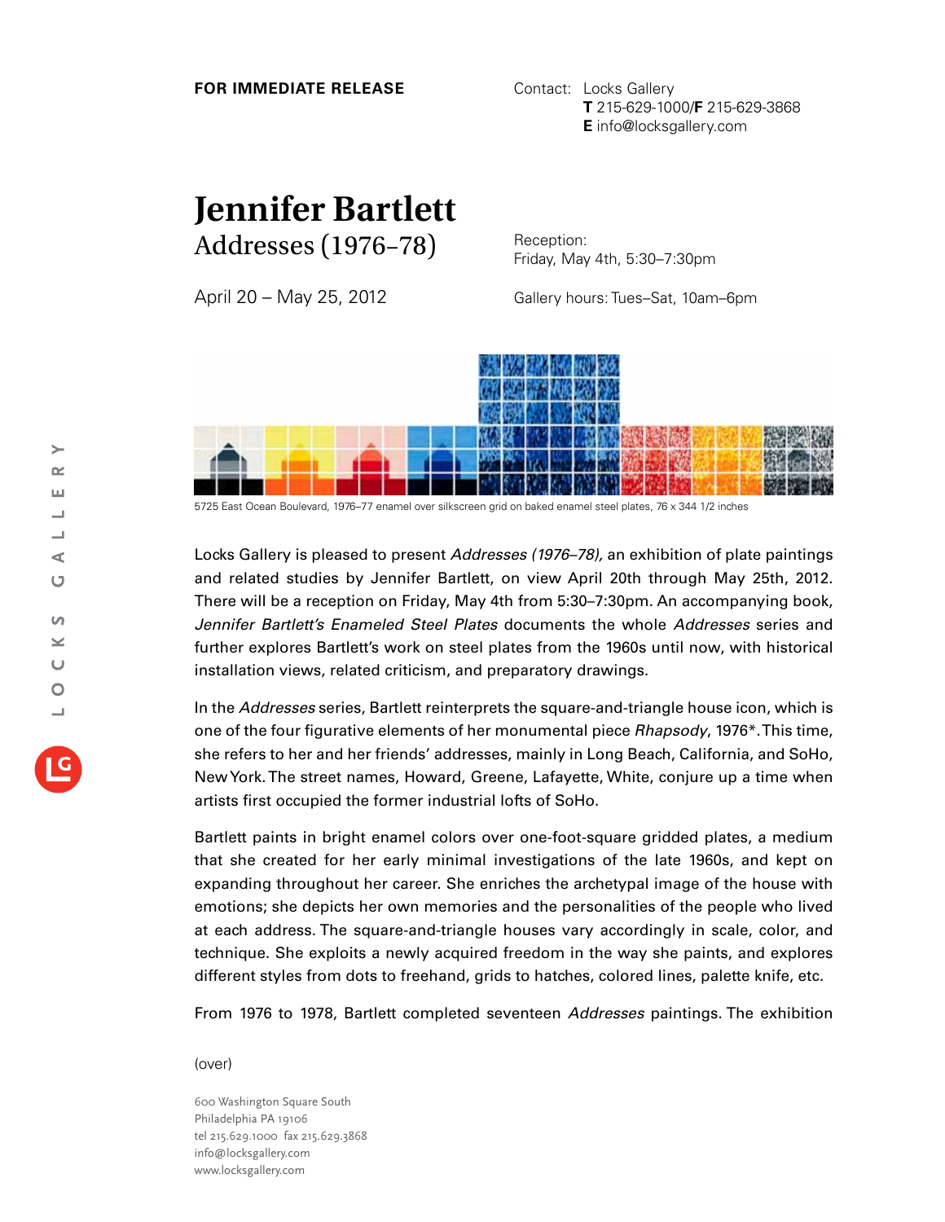**FOR IMMEDIATE RELEASE**

Contact: Locks Gallery
**T** 215-629-1000/**F** 215-629-3868
**E** info@locksgallery.com

# Jennifer Bartlett

## Addresses (1976–78)

April 20 – May 25, 2012

Reception:
Friday, May 4th, 5:30–7:30pm

Gallery hours: Tues–Sat, 10am–6pm

5725 East Ocean Boulevard, 1976–77 enamel over silkscreen grid on baked enamel steel plates, 76 x 344 1/2 inches

Locks Gallery is pleased to present *Addresses (1976–78),* an exhibition of plate paintings and related studies by Jennifer Bartlett, on view April 20th through May 25th, 2012. There will be a reception on Friday, May 4th from 5:30–7:30pm. An accompanying book, *Jennifer Bartlett's Enameled Steel Plates* documents the whole *Addresses* series and further explores Bartlett's work on steel plates from the 1960s until now, with historical installation views, related criticism, and preparatory drawings.

In the *Addresses* series, Bartlett reinterprets the square-and-triangle house icon, which is one of the four figurative elements of her monumental piece *Rhapsody*, 1976*. This time, she refers to her and her friends' addresses, mainly in Long Beach, California, and SoHo, New York. The street names, Howard, Greene, Lafayette, White, conjure up a time when artists first occupied the former industrial lofts of SoHo.

Bartlett paints in bright enamel colors over one-foot-square gridded plates, a medium that she created for her early minimal investigations of the late 1960s, and kept on expanding throughout her career. She enriches the archetypal image of the house with emotions; she depicts her own memories and the personalities of the people who lived at each address. The square-and-triangle houses vary accordingly in scale, color, and technique. She exploits a newly acquired freedom in the way she paints, and explores different styles from dots to freehand, grids to hatches, colored lines, palette knife, etc.

From 1976 to 1978, Bartlett completed seventeen *Addresses* paintings. The exhibition

(over)

600 Washington Square South
Philadelphia PA 19106
tel 215.629.1000 fax 215.629.3868
info@locksgallery.com
www.locksgallery.com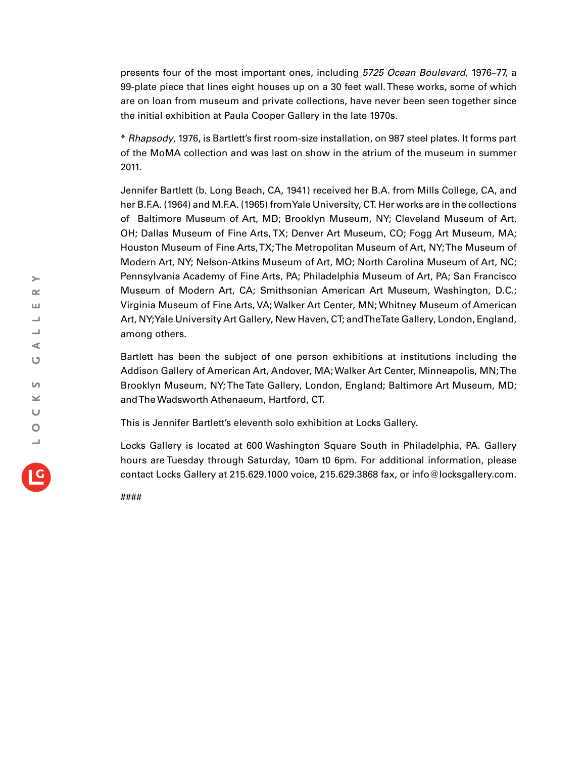presents four of the most important ones, including *5725 Ocean Boulevard,* 1976–77, a 99-plate piece that lines eight houses up on a 30 feet wall. These works, some of which are on loan from museum and private collections, have never been seen together since the initial exhibition at Paula Cooper Gallery in the late 1970s.

* *Rhapsody*, 1976, is Bartlett's first room-size installation, on 987 steel plates. It forms part of the MoMA collection and was last on show in the atrium of the museum in summer 2011.

Jennifer Bartlett (b. Long Beach, CA, 1941) received her B.A. from Mills College, CA, and her B.F.A. (1964) and M.F.A. (1965) from Yale University, CT. Her works are in the collections of Baltimore Museum of Art, MD; Brooklyn Museum, NY; Cleveland Museum of Art, OH; Dallas Museum of Fine Arts, TX; Denver Art Museum, CO; Fogg Art Museum, MA; Houston Museum of Fine Arts, TX; The Metropolitan Museum of Art, NY; The Museum of Modern Art, NY; Nelson-Atkins Museum of Art, MO; North Carolina Museum of Art, NC; Pennsylvania Academy of Fine Arts, PA; Philadelphia Museum of Art, PA; San Francisco Museum of Modern Art, CA; Smithsonian American Art Museum, Washington, D.C.; Virginia Museum of Fine Arts, VA; Walker Art Center, MN; Whitney Museum of American Art, NY; Yale University Art Gallery, New Haven, CT; and The Tate Gallery, London, England, among others.

Bartlett has been the subject of one person exhibitions at institutions including the Addison Gallery of American Art, Andover, MA; Walker Art Center, Minneapolis, MN; The Brooklyn Museum, NY; The Tate Gallery, London, England; Baltimore Art Museum, MD; and The Wadsworth Athenaeum, Hartford, CT.

This is Jennifer Bartlett's eleventh solo exhibition at Locks Gallery.

Locks Gallery is located at 600 Washington Square South in Philadelphia, PA. Gallery hours are Tuesday through Saturday, 10am t0 6pm. For additional information, please contact Locks Gallery at 215.629.1000 voice, 215.629.3868 fax, or info@locksgallery.com.

####